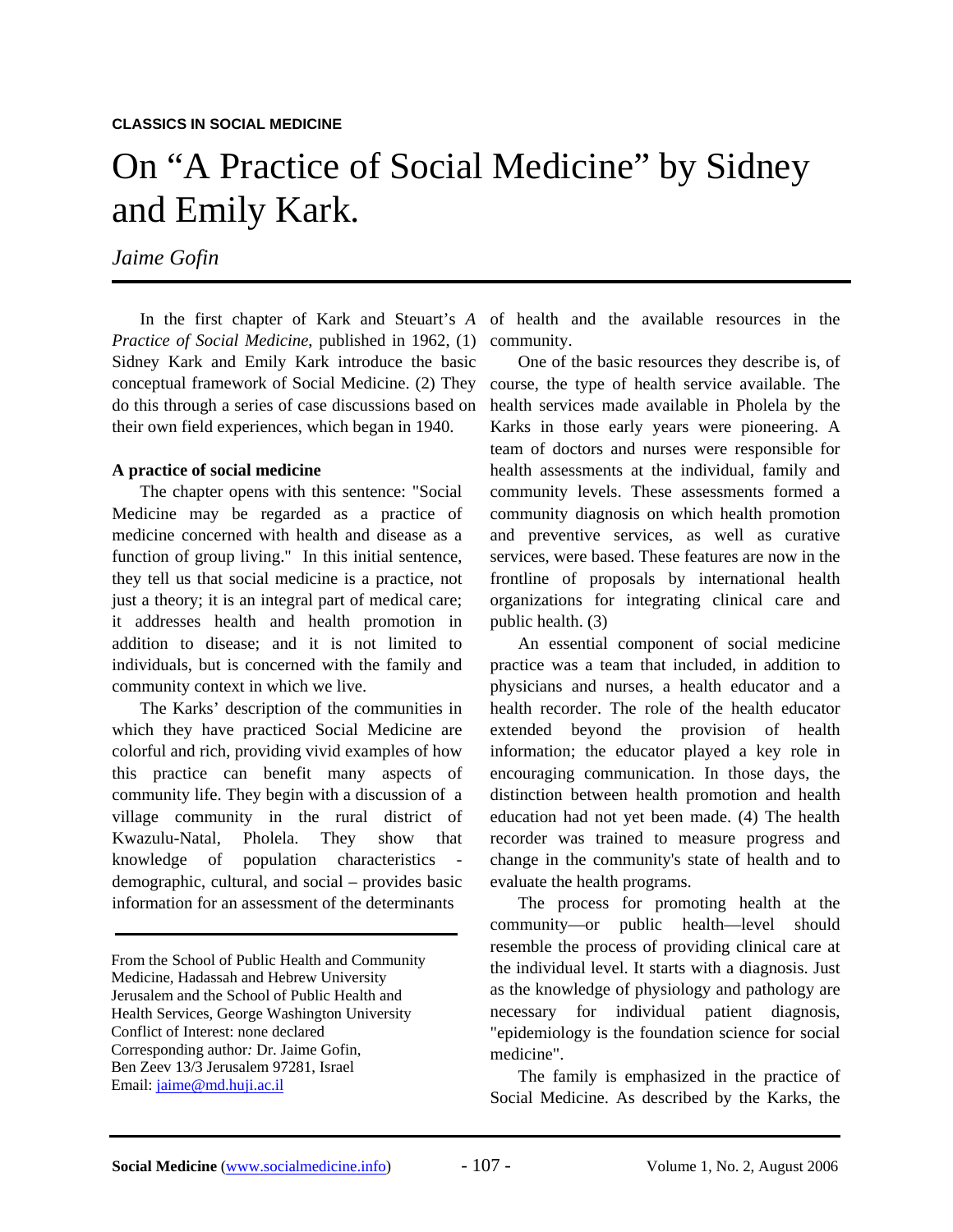**CLASSICS IN SOCIAL MEDICINE**

# On "A Practice of Social Medicine" by Sidney and Emily Kark.

*Jaime Gofin*

In the first chapter of Kark and Steuart's *A Practice of Social Medicine*, published in 1962, (1) Sidney Kark and Emily Kark introduce the basic conceptual framework of Social Medicine. (2) They do this through a series of case discussions based on their own field experiences, which began in 1940.

**A practice of social medicine**

The chapter opens with this sentence: "Social Medicine may be regarded as a practice of medicine concerned with health and disease as a function of group living." In this initial sentence, they tell us that social medicine is a practice, not just a theory; it is an integral part of medical care; it addresses health and health promotion in addition to disease; and it is not limited to individuals, but is concerned with the family and community context in which we live.

The Karks' description of the communities in which they have practiced Social Medicine are colorful and rich, providing vivid examples of how this practice can benefit many aspects of community life. They begin with a discussion of a village community in the rural district of Kwazulu-Natal, Pholela. They show that knowledge of population characteristics - demographic, cultural, and social – provides basic information for an assessment of the determinants of health and the available resources in the community.

One of the basic resources they describe is, of course, the type of health service available. The health services made available in Pholela by the Karks in those early years were pioneering. A team of doctors and nurses were responsible for health assessments at the individual, family and community levels. These assessments formed a community diagnosis on which health promotion and preventive services, as well as curative services, were based. These features are now in the frontline of proposals by international health organizations for integrating clinical care and public health. (3)

An essential component of social medicine practice was a team that included, in addition to physicians and nurses, a health educator and a health recorder. The role of the health educator extended beyond the provision of health information; the educator played a key role in encouraging communication. In those days, the distinction between health promotion and health education had not yet been made. (4) The health recorder was trained to measure progress and change in the community's state of health and to evaluate the health programs.

The process for promoting health at the community—or public health—level should resemble the process of providing clinical care at the individual level. It starts with a diagnosis. Just as the knowledge of physiology and pathology are necessary for individual patient diagnosis, "epidemiology is the foundation science for social medicine".

The family is emphasized in the practice of Social Medicine. As described by the Karks, the

---

From the School of Public Health and Community Medicine, Hadassah and Hebrew University Jerusalem and the School of Public Health and Health Services, George Washington University
Conflict of Interest: none declared
Corresponding author*:* Dr. Jaime Gofin, Ben Zeev 13/3 Jerusalem 97281, Israel
Email: jaime@md.huji.ac.il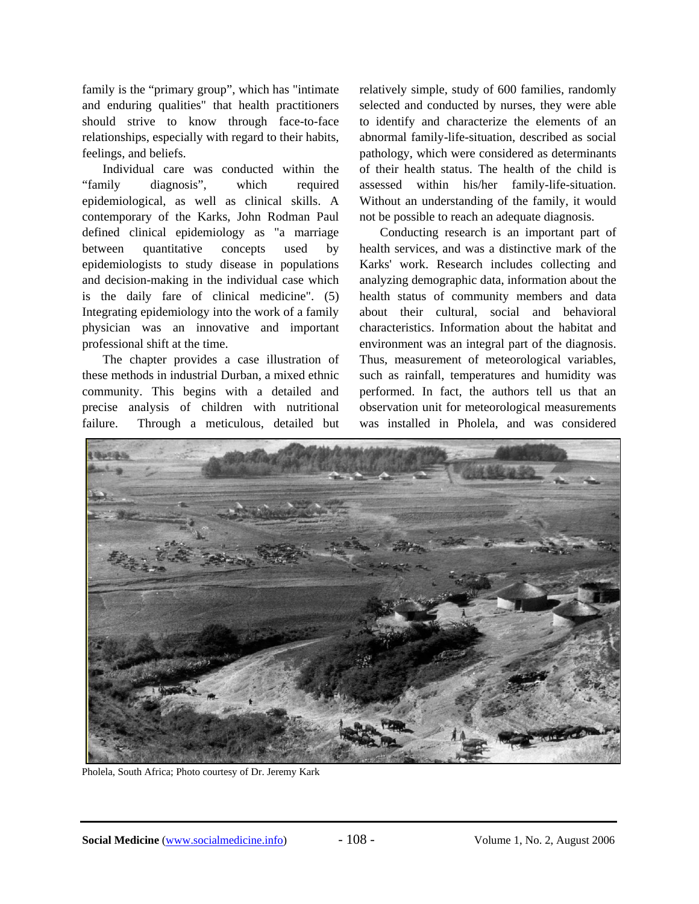family is the “primary group”, which has "intimate and enduring qualities" that health practitioners should strive to know through face-to-face relationships, especially with regard to their habits, feelings, and beliefs.

Individual care was conducted within the “family diagnosis”, which required epidemiological, as well as clinical skills. A contemporary of the Karks, John Rodman Paul defined clinical epidemiology as "a marriage between quantitative concepts used by epidemiologists to study disease in populations and decision-making in the individual case which is the daily fare of clinical medicine". (5) Integrating epidemiology into the work of a family physician was an innovative and important professional shift at the time.

The chapter provides a case illustration of these methods in industrial Durban, a mixed ethnic community. This begins with a detailed and precise analysis of children with nutritional failure. Through a meticulous, detailed but relatively simple, study of 600 families, randomly selected and conducted by nurses, they were able to identify and characterize the elements of an abnormal family-life-situation, described as social pathology, which were considered as determinants of their health status. The health of the child is assessed within his/her family-life-situation. Without an understanding of the family, it would not be possible to reach an adequate diagnosis.

Conducting research is an important part of health services, and was a distinctive mark of the Karks' work. Research includes collecting and analyzing demographic data, information about the health status of community members and data about their cultural, social and behavioral characteristics. Information about the habitat and environment was an integral part of the diagnosis. Thus, measurement of meteorological variables, such as rainfall, temperatures and humidity was performed. In fact, the authors tell us that an observation unit for meteorological measurements was installed in Pholela, and was considered

Pholela, South Africa; Photo courtesy of Dr. Jeremy Kark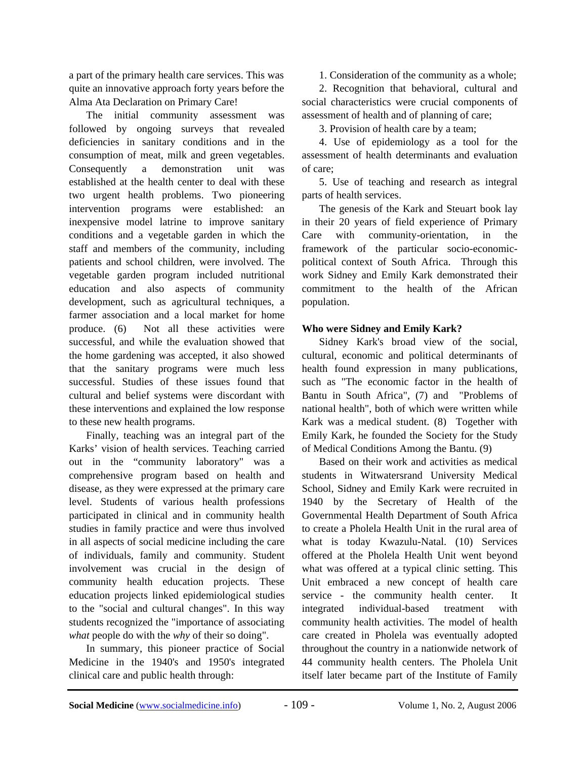a part of the primary health care services. This was quite an innovative approach forty years before the Alma Ata Declaration on Primary Care!

The initial community assessment was followed by ongoing surveys that revealed deficiencies in sanitary conditions and in the consumption of meat, milk and green vegetables. Consequently a demonstration unit was established at the health center to deal with these two urgent health problems. Two pioneering intervention programs were established: an inexpensive model latrine to improve sanitary conditions and a vegetable garden in which the staff and members of the community, including patients and school children, were involved. The vegetable garden program included nutritional education and also aspects of community development, such as agricultural techniques, a farmer association and a local market for home produce. (6) Not all these activities were successful, and while the evaluation showed that the home gardening was accepted, it also showed that the sanitary programs were much less successful. Studies of these issues found that cultural and belief systems were discordant with these interventions and explained the low response to these new health programs.

Finally, teaching was an integral part of the Karks' vision of health services. Teaching carried out in the "community laboratory" was a comprehensive program based on health and disease, as they were expressed at the primary care level. Students of various health professions participated in clinical and in community health studies in family practice and were thus involved in all aspects of social medicine including the care of individuals, family and community. Student involvement was crucial in the design of community health education projects. These education projects linked epidemiological studies to the "social and cultural changes". In this way students recognized the "importance of associating *what* people do with the *why* of their so doing".

In summary, this pioneer practice of Social Medicine in the 1940's and 1950's integrated clinical care and public health through:

1. Consideration of the community as a whole;
2. Recognition that behavioral, cultural and social characteristics were crucial components of assessment of health and of planning of care;
3. Provision of health care by a team;
4. Use of epidemiology as a tool for the assessment of health determinants and evaluation of care;
5. Use of teaching and research as integral parts of health services.

The genesis of the Kark and Steuart book lay in their 20 years of field experience of Primary Care with community-orientation, in the framework of the particular socio-economic-political context of South Africa. Through this work Sidney and Emily Kark demonstrated their commitment to the health of the African population.

**Who were Sidney and Emily Kark?**

Sidney Kark's broad view of the social, cultural, economic and political determinants of health found expression in many publications, such as "The economic factor in the health of Bantu in South Africa", (7) and "Problems of national health", both of which were written while Kark was a medical student. (8) Together with Emily Kark, he founded the Society for the Study of Medical Conditions Among the Bantu. (9)

Based on their work and activities as medical students in Witwatersrand University Medical School, Sidney and Emily Kark were recruited in 1940 by the Secretary of Health of the Governmental Health Department of South Africa to create a Pholela Health Unit in the rural area of what is today Kwazulu-Natal. (10) Services offered at the Pholela Health Unit went beyond what was offered at a typical clinic setting. This Unit embraced a new concept of health care service - the community health center. It integrated individual-based treatment with community health activities. The model of health care created in Pholela was eventually adopted throughout the country in a nationwide network of 44 community health centers. The Pholela Unit itself later became part of the Institute of Family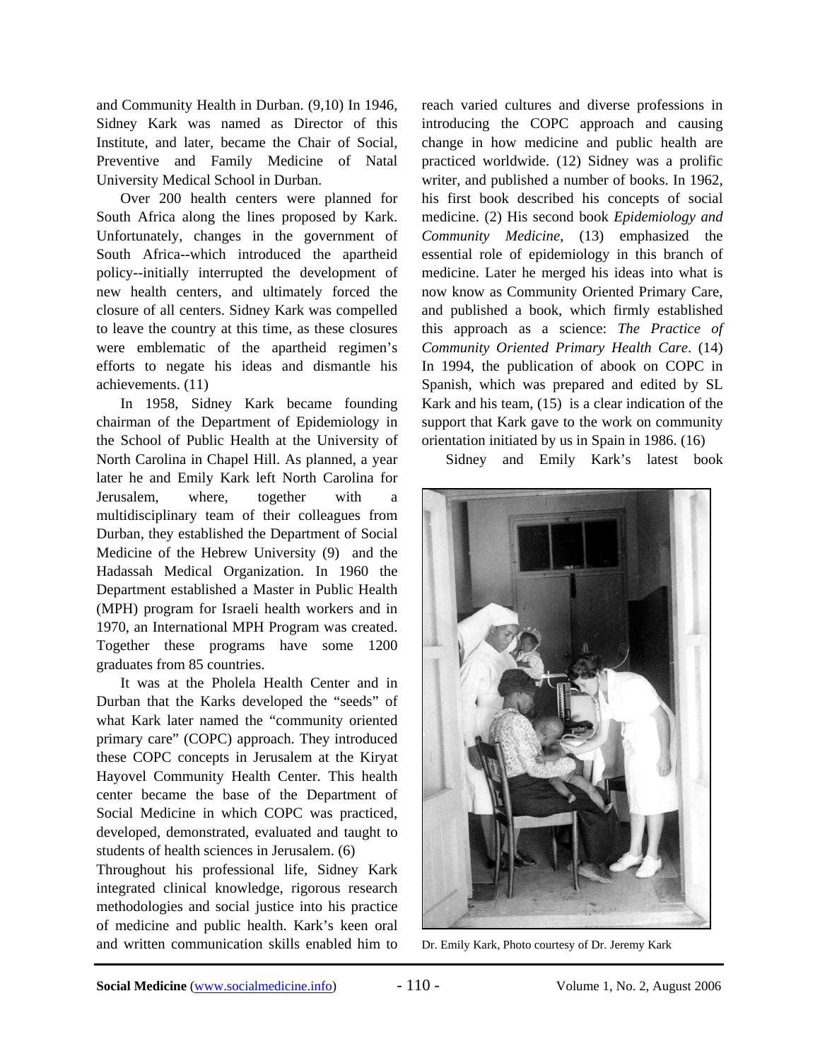and Community Health in Durban. (9,10) In 1946, Sidney Kark was named as Director of this Institute, and later, became the Chair of Social, Preventive and Family Medicine of Natal University Medical School in Durban.

Over 200 health centers were planned for South Africa along the lines proposed by Kark. Unfortunately, changes in the government of South Africa--which introduced the apartheid policy--initially interrupted the development of new health centers, and ultimately forced the closure of all centers. Sidney Kark was compelled to leave the country at this time, as these closures were emblematic of the apartheid regimen's efforts to negate his ideas and dismantle his achievements. (11)

In 1958, Sidney Kark became founding chairman of the Department of Epidemiology in the School of Public Health at the University of North Carolina in Chapel Hill. As planned, a year later he and Emily Kark left North Carolina for Jerusalem, where, together with a multidisciplinary team of their colleagues from Durban, they established the Department of Social Medicine of the Hebrew University (9) and the Hadassah Medical Organization. In 1960 the Department established a Master in Public Health (MPH) program for Israeli health workers and in 1970, an International MPH Program was created. Together these programs have some 1200 graduates from 85 countries.

It was at the Pholela Health Center and in Durban that the Karks developed the "seeds" of what Kark later named the "community oriented primary care" (COPC) approach. They introduced these COPC concepts in Jerusalem at the Kiryat Hayovel Community Health Center. This health center became the base of the Department of Social Medicine in which COPC was practiced, developed, demonstrated, evaluated and taught to students of health sciences in Jerusalem. (6)

Throughout his professional life, Sidney Kark integrated clinical knowledge, rigorous research methodologies and social justice into his practice of medicine and public health. Kark's keen oral and written communication skills enabled him to reach varied cultures and diverse professions in introducing the COPC approach and causing change in how medicine and public health are practiced worldwide. (12) Sidney was a prolific writer, and published a number of books. In 1962, his first book described his concepts of social medicine. (2) His second book *Epidemiology and Community Medicine*, (13) emphasized the essential role of epidemiology in this branch of medicine. Later he merged his ideas into what is now know as Community Oriented Primary Care, and published a book, which firmly established this approach as a science: *The Practice of Community Oriented Primary Health Care*. (14) In 1994, the publication of abook on COPC in Spanish, which was prepared and edited by SL Kark and his team, (15) is a clear indication of the support that Kark gave to the work on community orientation initiated by us in Spain in 1986. (16)

Sidney and Emily Kark's latest book

Dr. Emily Kark, Photo courtesy of Dr. Jeremy Kark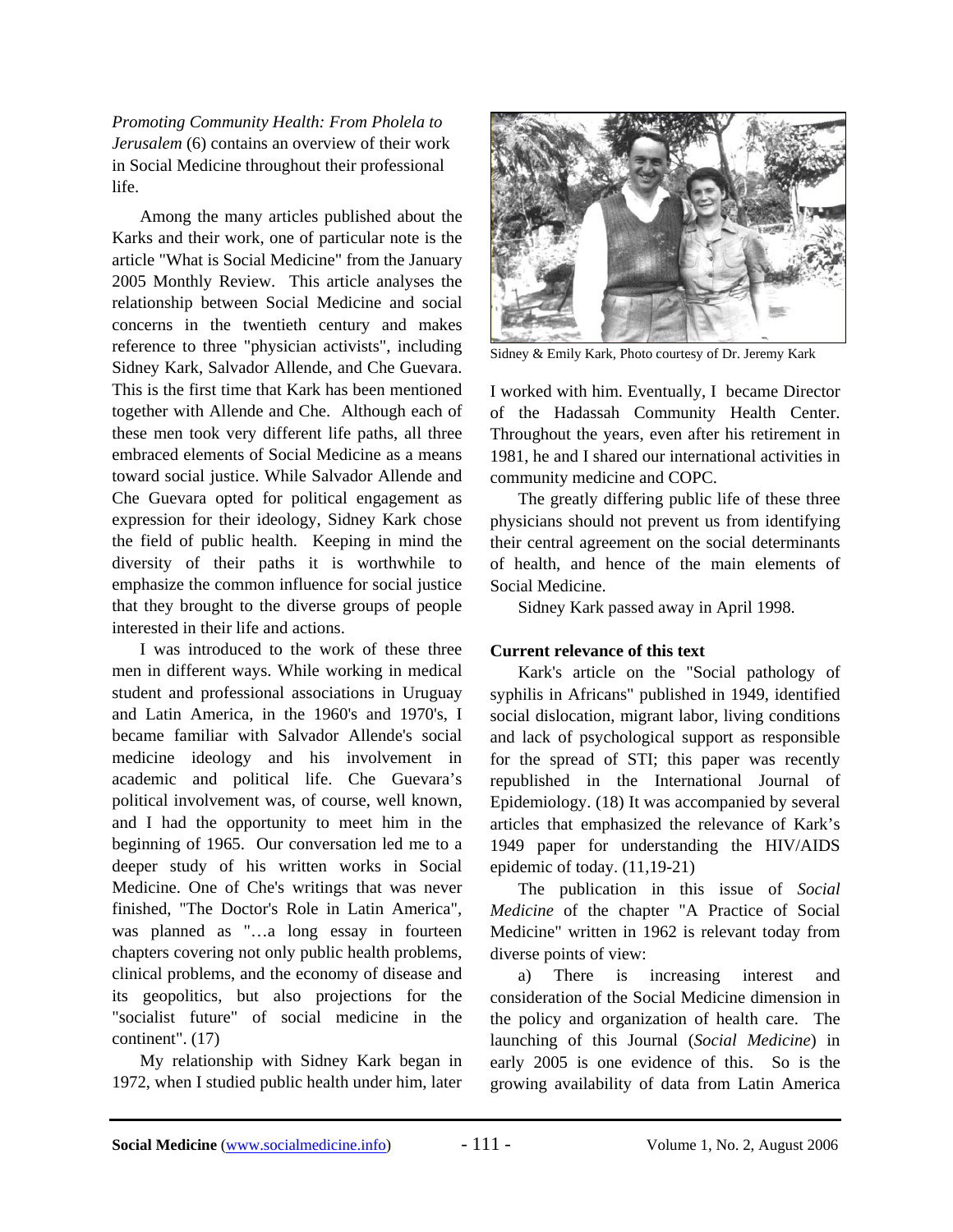*Promoting Community Health: From Pholela to Jerusalem* (6) contains an overview of their work in Social Medicine throughout their professional life.

Among the many articles published about the Karks and their work, one of particular note is the article "What is Social Medicine" from the January 2005 Monthly Review. This article analyses the relationship between Social Medicine and social concerns in the twentieth century and makes reference to three "physician activists", including Sidney Kark, Salvador Allende, and Che Guevara. This is the first time that Kark has been mentioned together with Allende and Che. Although each of these men took very different life paths, all three embraced elements of Social Medicine as a means toward social justice. While Salvador Allende and Che Guevara opted for political engagement as expression for their ideology, Sidney Kark chose the field of public health. Keeping in mind the diversity of their paths it is worthwhile to emphasize the common influence for social justice that they brought to the diverse groups of people interested in their life and actions.

I was introduced to the work of these three men in different ways. While working in medical student and professional associations in Uruguay and Latin America, in the 1960's and 1970's, I became familiar with Salvador Allende's social medicine ideology and his involvement in academic and political life. Che Guevara's political involvement was, of course, well known, and I had the opportunity to meet him in the beginning of 1965. Our conversation led me to a deeper study of his written works in Social Medicine. One of Che's writings that was never finished, "The Doctor's Role in Latin America", was planned as "…a long essay in fourteen chapters covering not only public health problems, clinical problems, and the economy of disease and its geopolitics, but also projections for the "socialist future" of social medicine in the continent". (17)

My relationship with Sidney Kark began in 1972, when I studied public health under him, later I worked with him. Eventually, I became Director of the Hadassah Community Health Center. Throughout the years, even after his retirement in 1981, he and I shared our international activities in community medicine and COPC.

Sidney & Emily Kark, Photo courtesy of Dr. Jeremy Kark

The greatly differing public life of these three physicians should not prevent us from identifying their central agreement on the social determinants of health, and hence of the main elements of Social Medicine.

Sidney Kark passed away in April 1998.

**Current relevance of this text**

Kark's article on the "Social pathology of syphilis in Africans" published in 1949, identified social dislocation, migrant labor, living conditions and lack of psychological support as responsible for the spread of STI; this paper was recently republished in the International Journal of Epidemiology. (18) It was accompanied by several articles that emphasized the relevance of Kark's 1949 paper for understanding the HIV/AIDS epidemic of today. (11,19-21)

The publication in this issue of *Social Medicine* of the chapter "A Practice of Social Medicine" written in 1962 is relevant today from diverse points of view:

a) There is increasing interest and consideration of the Social Medicine dimension in the policy and organization of health care. The launching of this Journal (*Social Medicine*) in early 2005 is one evidence of this. So is the growing availability of data from Latin America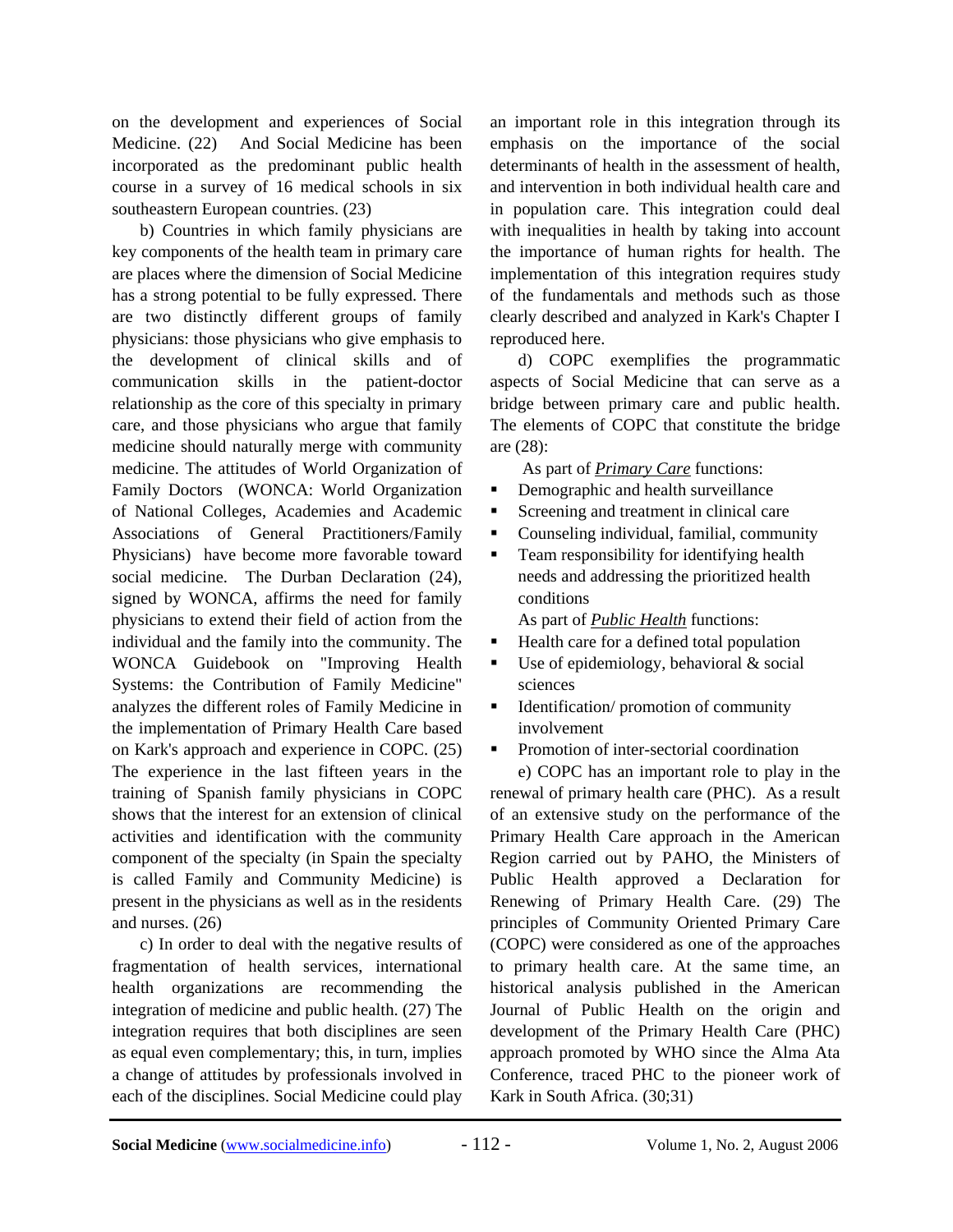on the development and experiences of Social Medicine. (22) And Social Medicine has been incorporated as the predominant public health course in a survey of 16 medical schools in six southeastern European countries. (23)

b) Countries in which family physicians are key components of the health team in primary care are places where the dimension of Social Medicine has a strong potential to be fully expressed. There are two distinctly different groups of family physicians: those physicians who give emphasis to the development of clinical skills and of communication skills in the patient-doctor relationship as the core of this specialty in primary care, and those physicians who argue that family medicine should naturally merge with community medicine. The attitudes of World Organization of Family Doctors (WONCA: World Organization of National Colleges, Academies and Academic Associations of General Practitioners/Family Physicians) have become more favorable toward social medicine. The Durban Declaration (24), signed by WONCA, affirms the need for family physicians to extend their field of action from the individual and the family into the community. The WONCA Guidebook on "Improving Health Systems: the Contribution of Family Medicine" analyzes the different roles of Family Medicine in the implementation of Primary Health Care based on Kark's approach and experience in COPC. (25) The experience in the last fifteen years in the training of Spanish family physicians in COPC shows that the interest for an extension of clinical activities and identification with the community component of the specialty (in Spain the specialty is called Family and Community Medicine) is present in the physicians as well as in the residents and nurses. (26)

c) In order to deal with the negative results of fragmentation of health services, international health organizations are recommending the integration of medicine and public health. (27) The integration requires that both disciplines are seen as equal even complementary; this, in turn, implies a change of attitudes by professionals involved in each of the disciplines. Social Medicine could play an important role in this integration through its emphasis on the importance of the social determinants of health in the assessment of health, and intervention in both individual health care and in population care. This integration could deal with inequalities in health by taking into account the importance of human rights for health. The implementation of this integration requires study of the fundamentals and methods such as those clearly described and analyzed in Kark's Chapter I reproduced here.

d) COPC exemplifies the programmatic aspects of Social Medicine that can serve as a bridge between primary care and public health. The elements of COPC that constitute the bridge are (28):

As part of ***Primary Care*** functions:

- Demographic and health surveillance
- Screening and treatment in clinical care
- Counseling individual, familial, community
- Team responsibility for identifying health needs and addressing the prioritized health conditions

As part of ***Public Health*** functions:

- Health care for a defined total population
- Use of epidemiology, behavioral & social sciences
- Identification/ promotion of community involvement
- Promotion of inter-sectorial coordination

e) COPC has an important role to play in the renewal of primary health care (PHC). As a result of an extensive study on the performance of the Primary Health Care approach in the American Region carried out by PAHO, the Ministers of Public Health approved a Declaration for Renewing of Primary Health Care. (29) The principles of Community Oriented Primary Care (COPC) were considered as one of the approaches to primary health care. At the same time, an historical analysis published in the American Journal of Public Health on the origin and development of the Primary Health Care (PHC) approach promoted by WHO since the Alma Ata Conference, traced PHC to the pioneer work of Kark in South Africa. (30;31)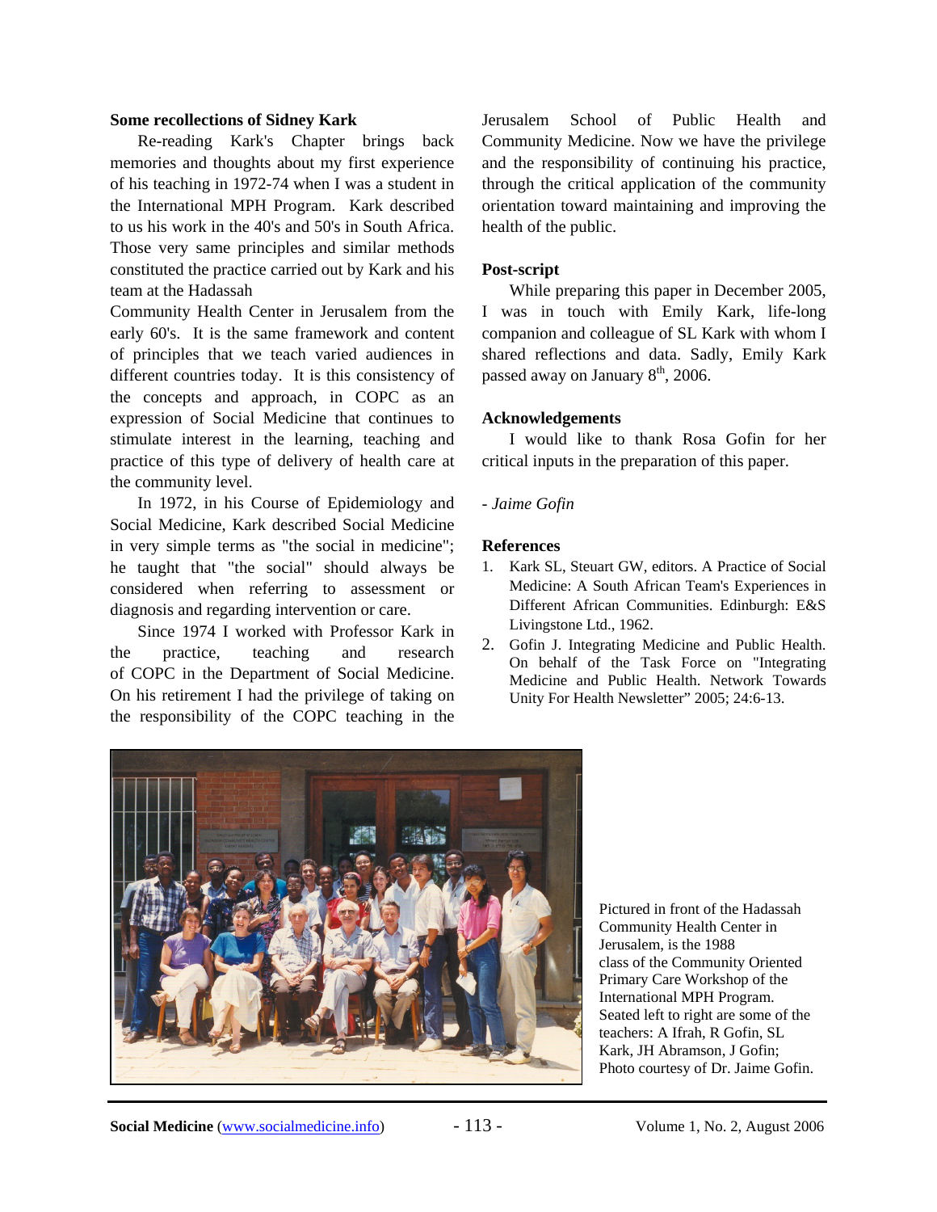### Some recollections of Sidney Kark

Re-reading Kark's Chapter brings back memories and thoughts about my first experience of his teaching in 1972-74 when I was a student in the International MPH Program. Kark described to us his work in the 40's and 50's in South Africa. Those very same principles and similar methods constituted the practice carried out by Kark and his team at the Hadassah Community Health Center in Jerusalem from the early 60's. It is the same framework and content of principles that we teach varied audiences in different countries today. It is this consistency of the concepts and approach, in COPC as an expression of Social Medicine that continues to stimulate interest in the learning, teaching and practice of this type of delivery of health care at the community level.

In 1972, in his Course of Epidemiology and Social Medicine, Kark described Social Medicine in very simple terms as "the social in medicine"; he taught that "the social" should always be considered when referring to assessment or diagnosis and regarding intervention or care.

Since 1974 I worked with Professor Kark in the practice, teaching and research of COPC in the Department of Social Medicine. On his retirement I had the privilege of taking on the responsibility of the COPC teaching in the Jerusalem School of Public Health and Community Medicine. Now we have the privilege and the responsibility of continuing his practice, through the critical application of the community orientation toward maintaining and improving the health of the public.

### Post-script

While preparing this paper in December 2005, I was in touch with Emily Kark, life-long companion and colleague of SL Kark with whom I shared reflections and data. Sadly, Emily Kark passed away on January 8th, 2006.

### Acknowledgements

I would like to thank Rosa Gofin for her critical inputs in the preparation of this paper.

*- Jaime Gofin*

### References

1. Kark SL, Steuart GW, editors. A Practice of Social Medicine: A South African Team's Experiences in Different African Communities. Edinburgh: E&S Livingstone Ltd., 1962.
2. Gofin J. Integrating Medicine and Public Health. On behalf of the Task Force on "Integrating Medicine and Public Health. Network Towards Unity For Health Newsletter" 2005; 24:6-13.

Pictured in front of the Hadassah Community Health Center in Jerusalem, is the 1988 class of the Community Oriented Primary Care Workshop of the International MPH Program. Seated left to right are some of the teachers: A Ifrah, R Gofin, SL Kark, JH Abramson, J Gofin; Photo courtesy of Dr. Jaime Gofin.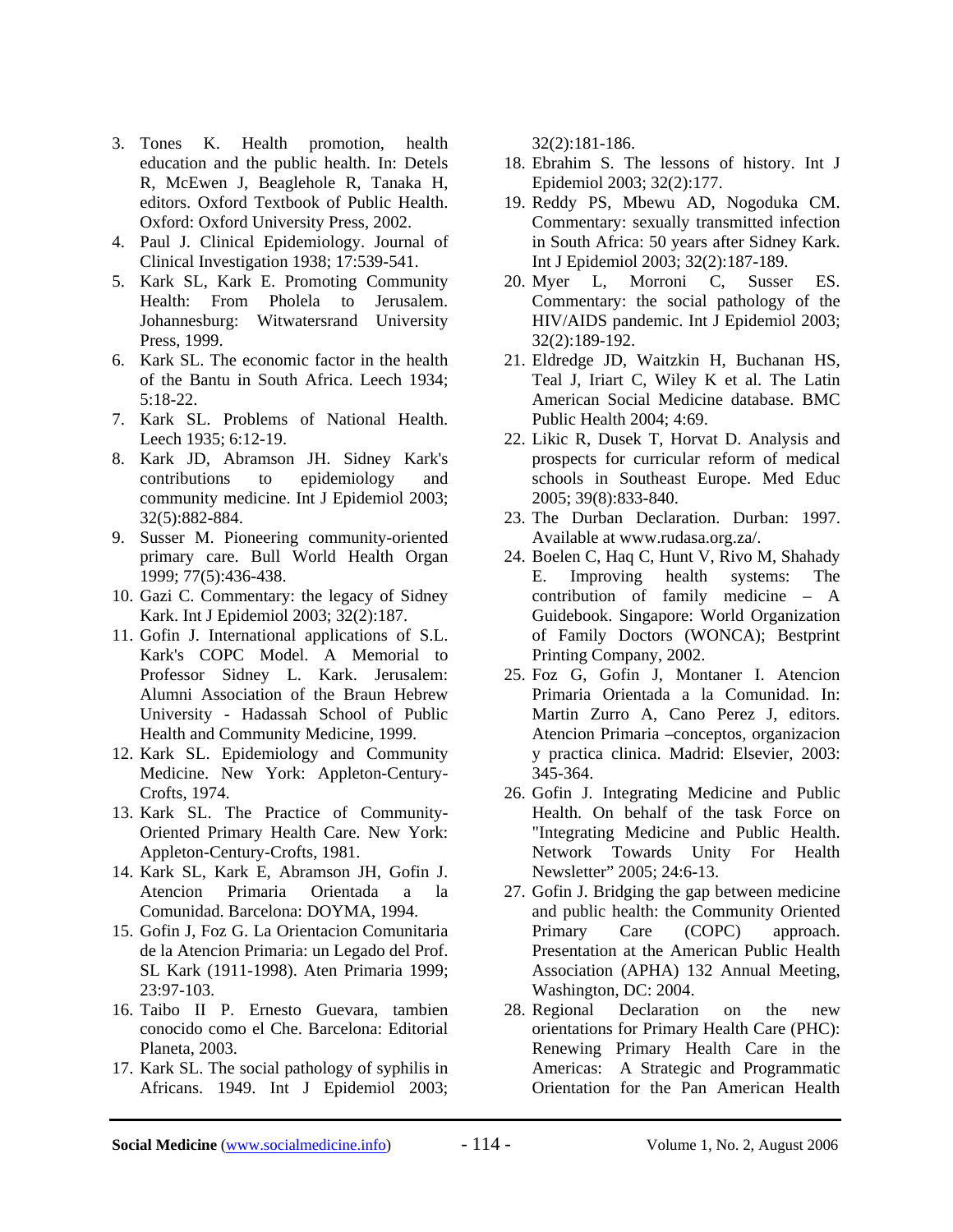3. Tones K. Health promotion, health education and the public health. In: Detels R, McEwen J, Beaglehole R, Tanaka H, editors. Oxford Textbook of Public Health. Oxford: Oxford University Press, 2002.
4. Paul J. Clinical Epidemiology. Journal of Clinical Investigation 1938; 17:539-541.
5. Kark SL, Kark E. Promoting Community Health: From Pholela to Jerusalem. Johannesburg: Witwatersrand University Press, 1999.
6. Kark SL. The economic factor in the health of the Bantu in South Africa. Leech 1934; 5:18-22.
7. Kark SL. Problems of National Health. Leech 1935; 6:12-19.
8. Kark JD, Abramson JH. Sidney Kark's contributions to epidemiology and community medicine. Int J Epidemiol 2003; 32(5):882-884.
9. Susser M. Pioneering community-oriented primary care. Bull World Health Organ 1999; 77(5):436-438.
10. Gazi C. Commentary: the legacy of Sidney Kark. Int J Epidemiol 2003; 32(2):187.
11. Gofin J. International applications of S.L. Kark's COPC Model. A Memorial to Professor Sidney L. Kark. Jerusalem: Alumni Association of the Braun Hebrew University - Hadassah School of Public Health and Community Medicine, 1999.
12. Kark SL. Epidemiology and Community Medicine. New York: Appleton-Century-Crofts, 1974.
13. Kark SL. The Practice of Community-Oriented Primary Health Care. New York: Appleton-Century-Crofts, 1981.
14. Kark SL, Kark E, Abramson JH, Gofin J. Atencion Primaria Orientada a la Comunidad. Barcelona: DOYMA, 1994.
15. Gofin J, Foz G. La Orientacion Comunitaria de la Atencion Primaria: un Legado del Prof. SL Kark (1911-1998). Aten Primaria 1999; 23:97-103.
16. Taibo II P. Ernesto Guevara, tambien conocido como el Che. Barcelona: Editorial Planeta, 2003.
17. Kark SL. The social pathology of syphilis in Africans. 1949. Int J Epidemiol 2003; 32(2):181-186.
18. Ebrahim S. The lessons of history. Int J Epidemiol 2003; 32(2):177.
19. Reddy PS, Mbewu AD, Nogoduka CM. Commentary: sexually transmitted infection in South Africa: 50 years after Sidney Kark. Int J Epidemiol 2003; 32(2):187-189.
20. Myer L, Morroni C, Susser ES. Commentary: the social pathology of the HIV/AIDS pandemic. Int J Epidemiol 2003; 32(2):189-192.
21. Eldredge JD, Waitzkin H, Buchanan HS, Teal J, Iriart C, Wiley K et al. The Latin American Social Medicine database. BMC Public Health 2004; 4:69.
22. Likic R, Dusek T, Horvat D. Analysis and prospects for curricular reform of medical schools in Southeast Europe. Med Educ 2005; 39(8):833-840.
23. The Durban Declaration. Durban: 1997. Available at www.rudasa.org.za/.
24. Boelen C, Haq C, Hunt V, Rivo M, Shahady E. Improving health systems: The contribution of family medicine – A Guidebook. Singapore: World Organization of Family Doctors (WONCA); Bestprint Printing Company, 2002.
25. Foz G, Gofin J, Montaner I. Atencion Primaria Orientada a la Comunidad. In: Martin Zurro A, Cano Perez J, editors. Atencion Primaria –conceptos, organizacion y practica clinica. Madrid: Elsevier, 2003: 345-364.
26. Gofin J. Integrating Medicine and Public Health. On behalf of the task Force on "Integrating Medicine and Public Health. Network Towards Unity For Health Newsletter" 2005; 24:6-13.
27. Gofin J. Bridging the gap between medicine and public health: the Community Oriented Primary Care (COPC) approach. Presentation at the American Public Health Association (APHA) 132 Annual Meeting, Washington, DC: 2004.
28. Regional Declaration on the new orientations for Primary Health Care (PHC): Renewing Primary Health Care in the Americas: A Strategic and Programmatic Orientation for the Pan American Health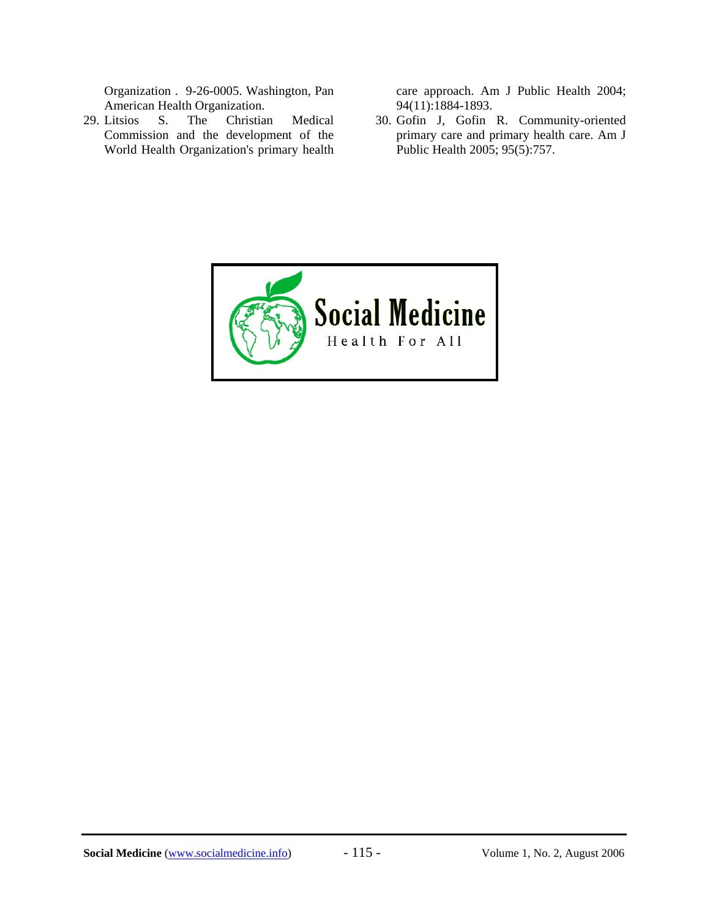Organization . 9-26-0005. Washington, Pan American Health Organization.

29. Litsios S. The Christian Medical Commission and the development of the World Health Organization's primary health care approach. Am J Public Health 2004; 94(11):1884-1893.
30. Gofin J, Gofin R. Community-oriented primary care and primary health care. Am J Public Health 2005; 95(5):757.